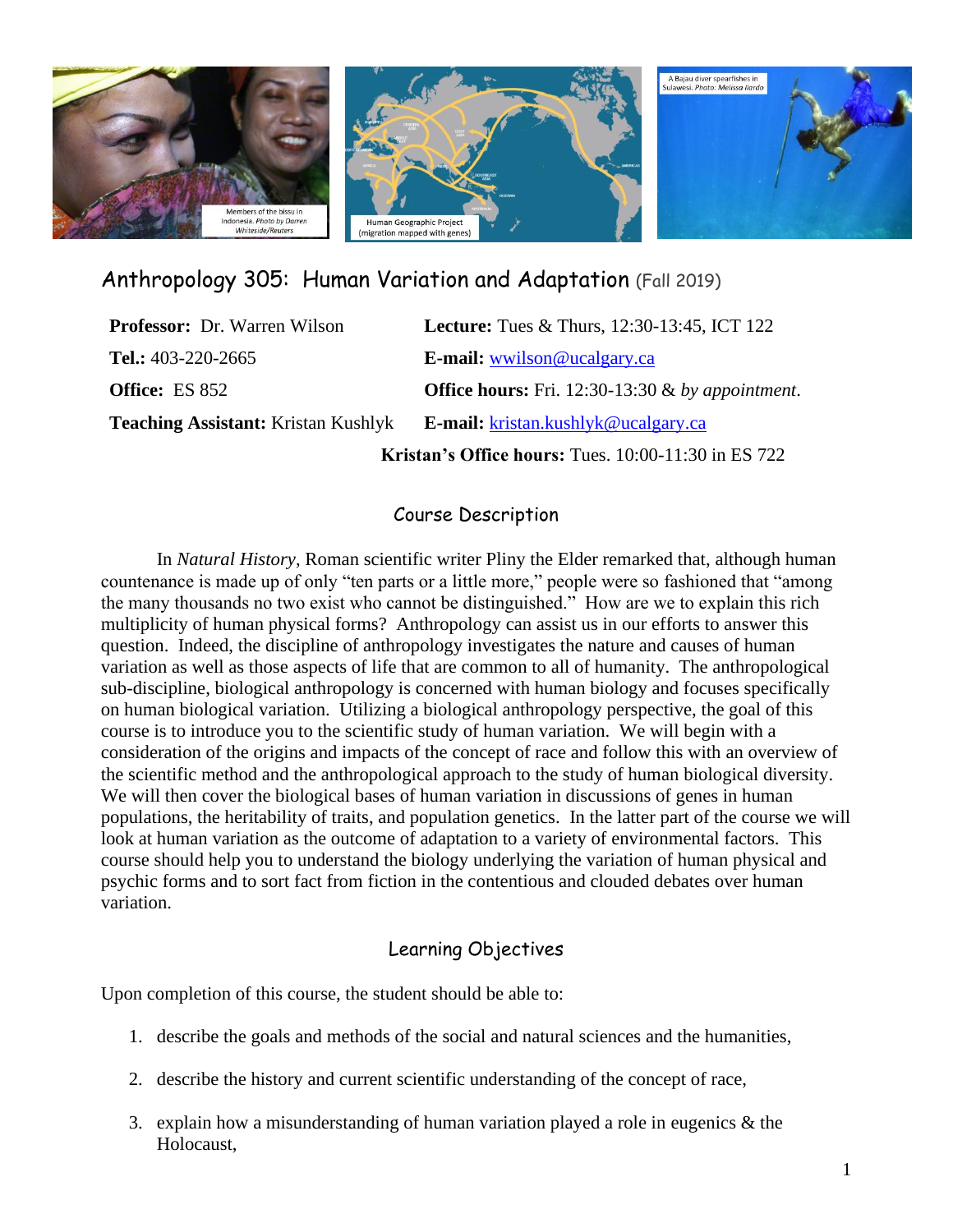# Anthropology 305: Human Variation and Adaptation (Fall 2019)

| | |
|---|---|
| **Professor:** Dr. Warren Wilson | **Lecture:** Tues & Thurs, 12:30-13:45, ICT 122 |
| **Tel.:** 403-220-2665 | **E-mail:** wwilson@ucalgary.ca |
| **Office:** ES 852 | **Office hours:** Fri. 12:30-13:30 & *by appointment*. |
| **Teaching Assistant:** Kristan Kushlyk | **E-mail:** kristan.kushlyk@ucalgary.ca |
| | **Kristan's Office hours:** Tues. 10:00-11:30 in ES 722 |

## Course Description

In *Natural History*, Roman scientific writer Pliny the Elder remarked that, although human countenance is made up of only "ten parts or a little more," people were so fashioned that "among the many thousands no two exist who cannot be distinguished." How are we to explain this rich multiplicity of human physical forms? Anthropology can assist us in our efforts to answer this question. Indeed, the discipline of anthropology investigates the nature and causes of human variation as well as those aspects of life that are common to all of humanity. The anthropological sub-discipline, biological anthropology is concerned with human biology and focuses specifically on human biological variation. Utilizing a biological anthropology perspective, the goal of this course is to introduce you to the scientific study of human variation. We will begin with a consideration of the origins and impacts of the concept of race and follow this with an overview of the scientific method and the anthropological approach to the study of human biological diversity. We will then cover the biological bases of human variation in discussions of genes in human populations, the heritability of traits, and population genetics. In the latter part of the course we will look at human variation as the outcome of adaptation to a variety of environmental factors. This course should help you to understand the biology underlying the variation of human physical and psychic forms and to sort fact from fiction in the contentious and clouded debates over human variation.

## Learning Objectives

Upon completion of this course, the student should be able to:

1. describe the goals and methods of the social and natural sciences and the humanities,
2. describe the history and current scientific understanding of the concept of race,
3. explain how a misunderstanding of human variation played a role in eugenics & the Holocaust,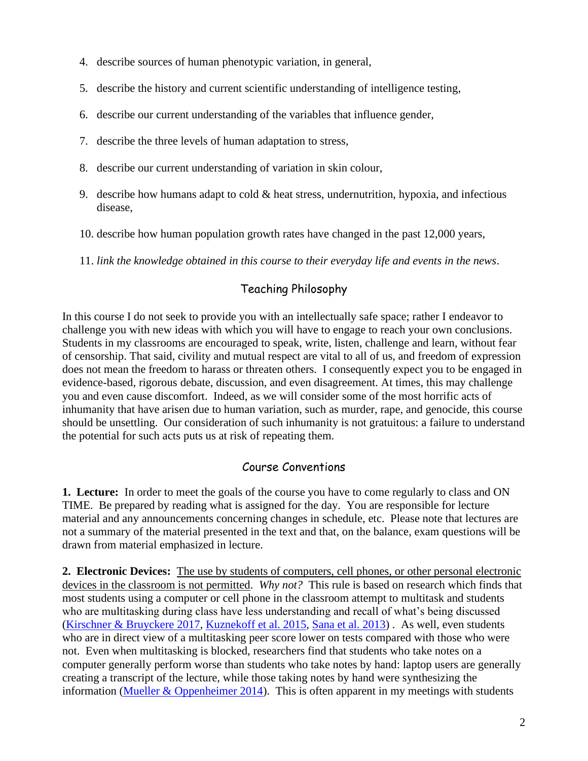4. describe sources of human phenotypic variation, in general,

5. describe the history and current scientific understanding of intelligence testing,

6. describe our current understanding of the variables that influence gender,

7. describe the three levels of human adaptation to stress,

8. describe our current understanding of variation in skin colour,

9. describe how humans adapt to cold & heat stress, undernutrition, hypoxia, and infectious disease,

10. describe how human population growth rates have changed in the past 12,000 years,

11. *link the knowledge obtained in this course to their everyday life and events in the news*.

## Teaching Philosophy

In this course I do not seek to provide you with an intellectually safe space; rather I endeavor to challenge you with new ideas with which you will have to engage to reach your own conclusions. Students in my classrooms are encouraged to speak, write, listen, challenge and learn, without fear of censorship. That said, civility and mutual respect are vital to all of us, and freedom of expression does not mean the freedom to harass or threaten others. I consequently expect you to be engaged in evidence-based, rigorous debate, discussion, and even disagreement. At times, this may challenge you and even cause discomfort. Indeed, as we will consider some of the most horrific acts of inhumanity that have arisen due to human variation, such as murder, rape, and genocide, this course should be unsettling. Our consideration of such inhumanity is not gratuitous: a failure to understand the potential for such acts puts us at risk of repeating them.

## Course Conventions

**1. Lecture:** In order to meet the goals of the course you have to come regularly to class and ON TIME. Be prepared by reading what is assigned for the day. You are responsible for lecture material and any announcements concerning changes in schedule, etc. Please note that lectures are not a summary of the material presented in the text and that, on the balance, exam questions will be drawn from material emphasized in lecture.

**2. Electronic Devices:** <u>The use by students of computers, cell phones, or other personal electronic devices in the classroom is not permitted</u>. *Why not?* This rule is based on research which finds that most students using a computer or cell phone in the classroom attempt to multitask and students who are multitasking during class have less understanding and recall of what's being discussed (Kirschner & Bruyckere 2017, Kuznekoff et al. 2015, Sana et al. 2013) . As well, even students who are in direct view of a multitasking peer score lower on tests compared with those who were not. Even when multitasking is blocked, researchers find that students who take notes on a computer generally perform worse than students who take notes by hand: laptop users are generally creating a transcript of the lecture, while those taking notes by hand were synthesizing the information (Mueller & Oppenheimer 2014). This is often apparent in my meetings with students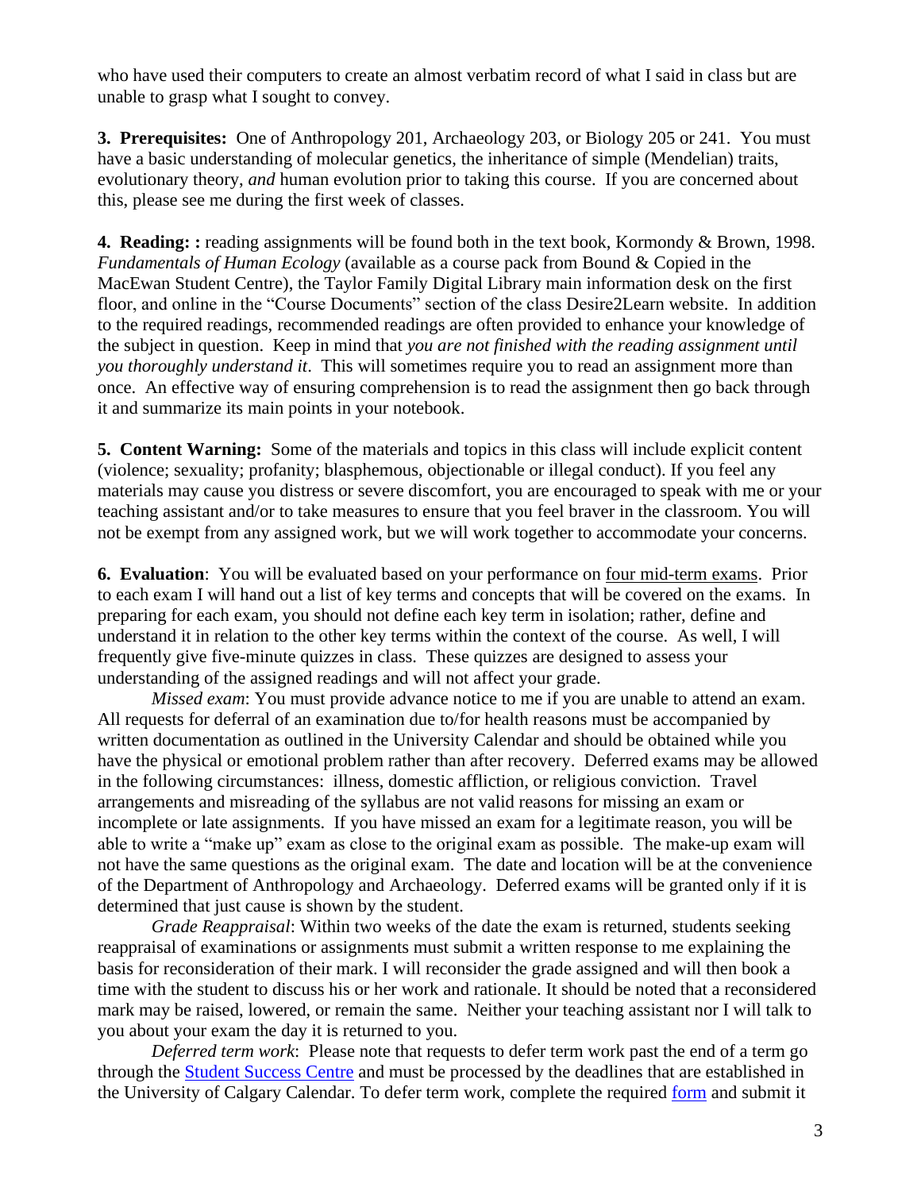who have used their computers to create an almost verbatim record of what I said in class but are unable to grasp what I sought to convey.

**3. Prerequisites:** One of Anthropology 201, Archaeology 203, or Biology 205 or 241. You must have a basic understanding of molecular genetics, the inheritance of simple (Mendelian) traits, evolutionary theory, *and* human evolution prior to taking this course. If you are concerned about this, please see me during the first week of classes.

**4. Reading: :** reading assignments will be found both in the text book, Kormondy & Brown, 1998. *Fundamentals of Human Ecology* (available as a course pack from Bound & Copied in the MacEwan Student Centre), the Taylor Family Digital Library main information desk on the first floor, and online in the "Course Documents" section of the class Desire2Learn website. In addition to the required readings, recommended readings are often provided to enhance your knowledge of the subject in question. Keep in mind that *you are not finished with the reading assignment until you thoroughly understand it*. This will sometimes require you to read an assignment more than once. An effective way of ensuring comprehension is to read the assignment then go back through it and summarize its main points in your notebook.

**5. Content Warning:** Some of the materials and topics in this class will include explicit content (violence; sexuality; profanity; blasphemous, objectionable or illegal conduct). If you feel any materials may cause you distress or severe discomfort, you are encouraged to speak with me or your teaching assistant and/or to take measures to ensure that you feel braver in the classroom. You will not be exempt from any assigned work, but we will work together to accommodate your concerns.

**6. Evaluation**: You will be evaluated based on your performance on four mid-term exams. Prior to each exam I will hand out a list of key terms and concepts that will be covered on the exams. In preparing for each exam, you should not define each key term in isolation; rather, define and understand it in relation to the other key terms within the context of the course. As well, I will frequently give five-minute quizzes in class. These quizzes are designed to assess your understanding of the assigned readings and will not affect your grade.

*Missed exam*: You must provide advance notice to me if you are unable to attend an exam. All requests for deferral of an examination due to/for health reasons must be accompanied by written documentation as outlined in the University Calendar and should be obtained while you have the physical or emotional problem rather than after recovery. Deferred exams may be allowed in the following circumstances: illness, domestic affliction, or religious conviction. Travel arrangements and misreading of the syllabus are not valid reasons for missing an exam or incomplete or late assignments. If you have missed an exam for a legitimate reason, you will be able to write a "make up" exam as close to the original exam as possible. The make-up exam will not have the same questions as the original exam. The date and location will be at the convenience of the Department of Anthropology and Archaeology. Deferred exams will be granted only if it is determined that just cause is shown by the student.

*Grade Reappraisal*: Within two weeks of the date the exam is returned, students seeking reappraisal of examinations or assignments must submit a written response to me explaining the basis for reconsideration of their mark. I will reconsider the grade assigned and will then book a time with the student to discuss his or her work and rationale. It should be noted that a reconsidered mark may be raised, lowered, or remain the same. Neither your teaching assistant nor I will talk to you about your exam the day it is returned to you.

*Deferred term work*: Please note that requests to defer term work past the end of a term go through the Student Success Centre and must be processed by the deadlines that are established in the University of Calgary Calendar. To defer term work, complete the required form and submit it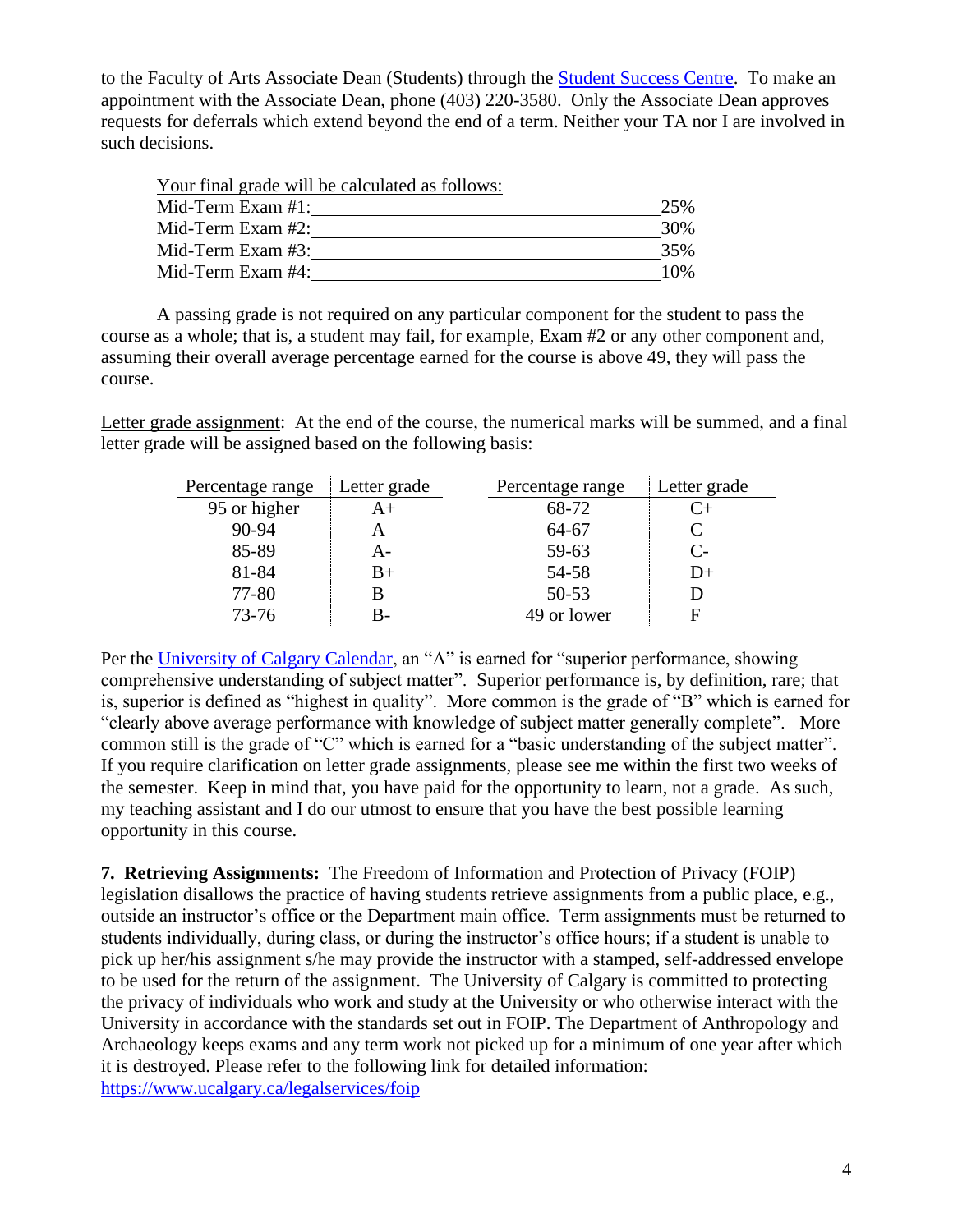to the Faculty of Arts Associate Dean (Students) through the Student Success Centre. To make an appointment with the Associate Dean, phone (403) 220-3580. Only the Associate Dean approves requests for deferrals which extend beyond the end of a term. Neither your TA nor I are involved in such decisions.

Your final grade will be calculated as follows:

| Component | Weight |
|---|---|
| Mid-Term Exam #1: | 25% |
| Mid-Term Exam #2: | 30% |
| Mid-Term Exam #3: | 35% |
| Mid-Term Exam #4: | 10% |

A passing grade is not required on any particular component for the student to pass the course as a whole; that is, a student may fail, for example, Exam #2 or any other component and, assuming their overall average percentage earned for the course is above 49, they will pass the course.

Letter grade assignment: At the end of the course, the numerical marks will be summed, and a final letter grade will be assigned based on the following basis:

| Percentage range | Letter grade | Percentage range | Letter grade |
|---|---|---|---|
| 95 or higher | A+ | 68-72 | C+ |
| 90-94 | A | 64-67 | C |
| 85-89 | A- | 59-63 | C- |
| 81-84 | B+ | 54-58 | D+ |
| 77-80 | B | 50-53 | D |
| 73-76 | B- | 49 or lower | F |

Per the University of Calgary Calendar, an "A" is earned for "superior performance, showing comprehensive understanding of subject matter". Superior performance is, by definition, rare; that is, superior is defined as "highest in quality". More common is the grade of "B" which is earned for "clearly above average performance with knowledge of subject matter generally complete". More common still is the grade of "C" which is earned for a "basic understanding of the subject matter". If you require clarification on letter grade assignments, please see me within the first two weeks of the semester. Keep in mind that, you have paid for the opportunity to learn, not a grade. As such, my teaching assistant and I do our utmost to ensure that you have the best possible learning opportunity in this course.

**7. Retrieving Assignments:** The Freedom of Information and Protection of Privacy (FOIP) legislation disallows the practice of having students retrieve assignments from a public place, e.g., outside an instructor's office or the Department main office. Term assignments must be returned to students individually, during class, or during the instructor's office hours; if a student is unable to pick up her/his assignment s/he may provide the instructor with a stamped, self-addressed envelope to be used for the return of the assignment. The University of Calgary is committed to protecting the privacy of individuals who work and study at the University or who otherwise interact with the University in accordance with the standards set out in FOIP. The Department of Anthropology and Archaeology keeps exams and any term work not picked up for a minimum of one year after which it is destroyed. Please refer to the following link for detailed information: https://www.ucalgary.ca/legalservices/foip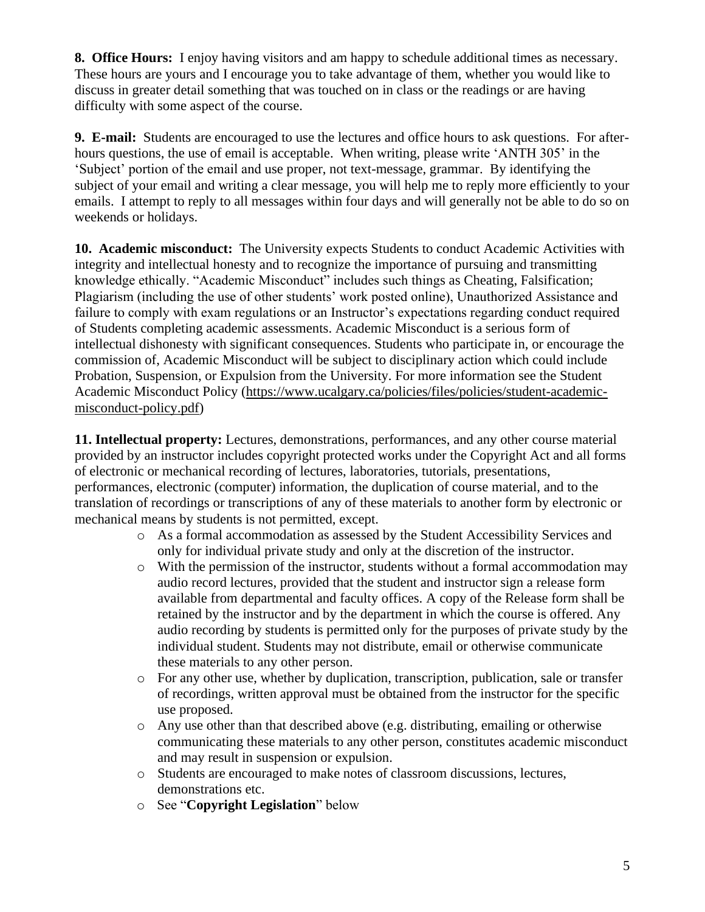**8. Office Hours:** I enjoy having visitors and am happy to schedule additional times as necessary. These hours are yours and I encourage you to take advantage of them, whether you would like to discuss in greater detail something that was touched on in class or the readings or are having difficulty with some aspect of the course.

**9. E-mail:** Students are encouraged to use the lectures and office hours to ask questions. For after-hours questions, the use of email is acceptable. When writing, please write 'ANTH 305' in the 'Subject' portion of the email and use proper, not text-message, grammar. By identifying the subject of your email and writing a clear message, you will help me to reply more efficiently to your emails. I attempt to reply to all messages within four days and will generally not be able to do so on weekends or holidays.

**10. Academic misconduct:** The University expects Students to conduct Academic Activities with integrity and intellectual honesty and to recognize the importance of pursuing and transmitting knowledge ethically. "Academic Misconduct" includes such things as Cheating, Falsification; Plagiarism (including the use of other students' work posted online), Unauthorized Assistance and failure to comply with exam regulations or an Instructor's expectations regarding conduct required of Students completing academic assessments. Academic Misconduct is a serious form of intellectual dishonesty with significant consequences. Students who participate in, or encourage the commission of, Academic Misconduct will be subject to disciplinary action which could include Probation, Suspension, or Expulsion from the University. For more information see the Student Academic Misconduct Policy (https://www.ucalgary.ca/policies/files/policies/student-academic-misconduct-policy.pdf)

**11. Intellectual property:** Lectures, demonstrations, performances, and any other course material provided by an instructor includes copyright protected works under the Copyright Act and all forms of electronic or mechanical recording of lectures, laboratories, tutorials, presentations, performances, electronic (computer) information, the duplication of course material, and to the translation of recordings or transcriptions of any of these materials to another form by electronic or mechanical means by students is not permitted, except.

- As a formal accommodation as assessed by the Student Accessibility Services and only for individual private study and only at the discretion of the instructor.
- With the permission of the instructor, students without a formal accommodation may audio record lectures, provided that the student and instructor sign a release form available from departmental and faculty offices. A copy of the Release form shall be retained by the instructor and by the department in which the course is offered. Any audio recording by students is permitted only for the purposes of private study by the individual student. Students may not distribute, email or otherwise communicate these materials to any other person.
- For any other use, whether by duplication, transcription, publication, sale or transfer of recordings, written approval must be obtained from the instructor for the specific use proposed.
- Any use other than that described above (e.g. distributing, emailing or otherwise communicating these materials to any other person, constitutes academic misconduct and may result in suspension or expulsion.
- Students are encouraged to make notes of classroom discussions, lectures, demonstrations etc.
- See "**Copyright Legislation**" below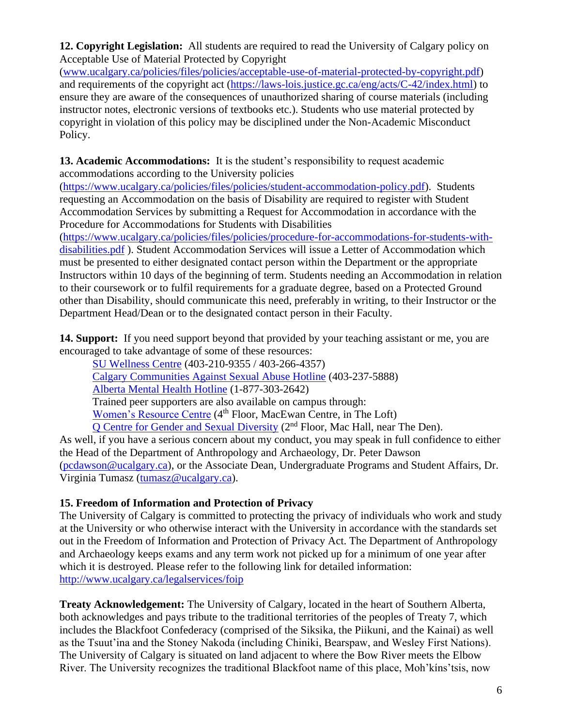**12. Copyright Legislation:** All students are required to read the University of Calgary policy on Acceptable Use of Material Protected by Copyright (www.ucalgary.ca/policies/files/policies/acceptable-use-of-material-protected-by-copyright.pdf) and requirements of the copyright act (https://laws-lois.justice.gc.ca/eng/acts/C-42/index.html) to ensure they are aware of the consequences of unauthorized sharing of course materials (including instructor notes, electronic versions of textbooks etc.). Students who use material protected by copyright in violation of this policy may be disciplined under the Non-Academic Misconduct Policy.

**13. Academic Accommodations:** It is the student's responsibility to request academic accommodations according to the University policies (https://www.ucalgary.ca/policies/files/policies/student-accommodation-policy.pdf). Students requesting an Accommodation on the basis of Disability are required to register with Student Accommodation Services by submitting a Request for Accommodation in accordance with the Procedure for Accommodations for Students with Disabilities (https://www.ucalgary.ca/policies/files/policies/procedure-for-accommodations-for-students-with-disabilities.pdf ). Student Accommodation Services will issue a Letter of Accommodation which must be presented to either designated contact person within the Department or the appropriate Instructors within 10 days of the beginning of term. Students needing an Accommodation in relation to their coursework or to fulfil requirements for a graduate degree, based on a Protected Ground other than Disability, should communicate this need, preferably in writing, to their Instructor or the Department Head/Dean or to the designated contact person in their Faculty.

**14. Support:** If you need support beyond that provided by your teaching assistant or me, you are encouraged to take advantage of some of these resources:

SU Wellness Centre (403-210-9355 / 403-266-4357)
Calgary Communities Against Sexual Abuse Hotline (403-237-5888)
Alberta Mental Health Hotline (1-877-303-2642)
Trained peer supporters are also available on campus through:
Women's Resource Centre (4th Floor, MacEwan Centre, in The Loft)
Q Centre for Gender and Sexual Diversity (2nd Floor, Mac Hall, near The Den).

As well, if you have a serious concern about my conduct, you may speak in full confidence to either the Head of the Department of Anthropology and Archaeology, Dr. Peter Dawson (pcdawson@ucalgary.ca), or the Associate Dean, Undergraduate Programs and Student Affairs, Dr. Virginia Tumasz (tumasz@ucalgary.ca).

**15. Freedom of Information and Protection of Privacy**

The University of Calgary is committed to protecting the privacy of individuals who work and study at the University or who otherwise interact with the University in accordance with the standards set out in the Freedom of Information and Protection of Privacy Act. The Department of Anthropology and Archaeology keeps exams and any term work not picked up for a minimum of one year after which it is destroyed. Please refer to the following link for detailed information: http://www.ucalgary.ca/legalservices/foip

**Treaty Acknowledgement:** The University of Calgary, located in the heart of Southern Alberta, both acknowledges and pays tribute to the traditional territories of the peoples of Treaty 7, which includes the Blackfoot Confederacy (comprised of the Siksika, the Piikuni, and the Kainai) as well as the Tsuut'ina and the Stoney Nakoda (including Chiniki, Bearspaw, and Wesley First Nations). The University of Calgary is situated on land adjacent to where the Bow River meets the Elbow River. The University recognizes the traditional Blackfoot name of this place, Moh'kíns'tsis, now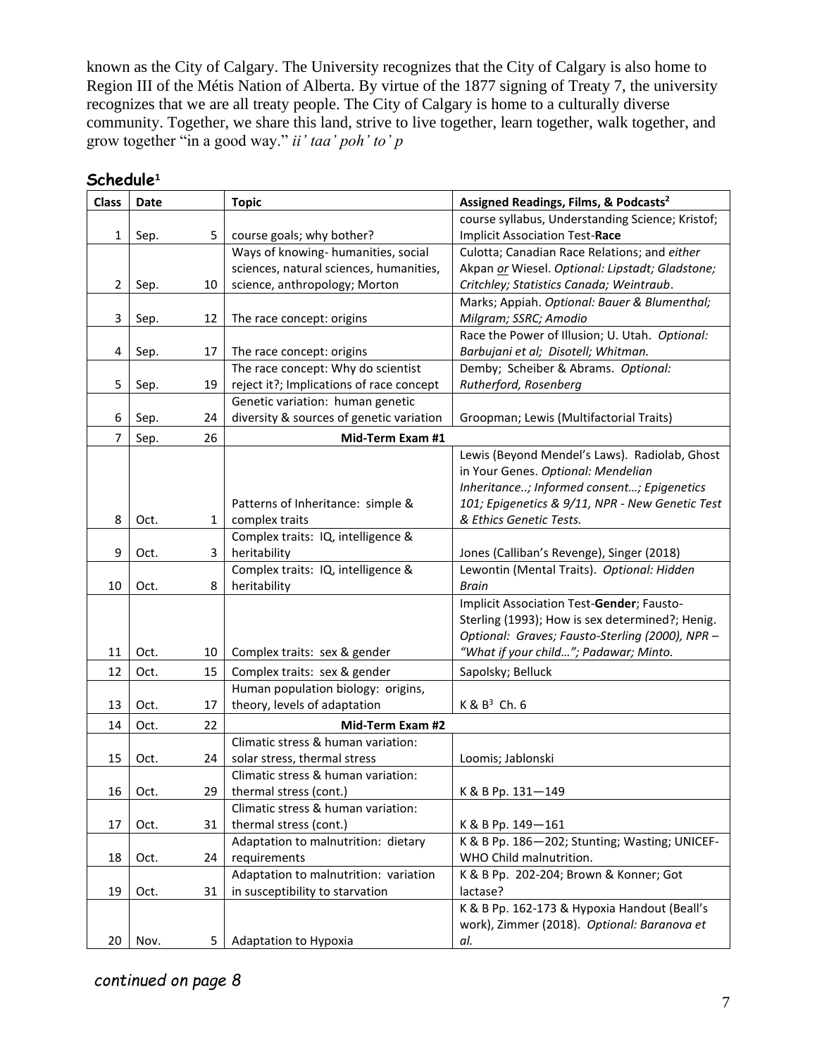known as the City of Calgary. The University recognizes that the City of Calgary is also home to Region III of the Métis Nation of Alberta. By virtue of the 1877 signing of Treaty 7, the university recognizes that we are all treaty people. The City of Calgary is home to a culturally diverse community. Together, we share this land, strive to live together, learn together, walk together, and grow together "in a good way." *ii' taa' poh' to' p*

## Schedule[1]

| Class | Date | | Topic | Assigned Readings, Films, & Podcasts[2] |
|---|---|---|---|---|
| 1 | Sep. | 5 | course goals; why bother? | course syllabus, Understanding Science; Kristof; Implicit Association Test-**Race** |
| 2 | Sep. | 10 | Ways of knowing- humanities, social sciences, natural sciences, humanities, science, anthropology; Morton | Culotta; Canadian Race Relations; and *either* Akpan *or* Wiesel. *Optional: Lipstadt; Gladstone; Critchley; Statistics Canada; Weintraub*. |
| 3 | Sep. | 12 | The race concept: origins | Marks; Appiah. *Optional: Bauer & Blumenthal; Milgram; SSRC; Amodio* |
| 4 | Sep. | 17 | The race concept: origins | Race the Power of Illusion; U. Utah. *Optional: Barbujani et al; Disotell; Whitman.* |
| 5 | Sep. | 19 | The race concept: Why do scientist reject it?; Implications of race concept | Demby; Scheiber & Abrams. *Optional: Rutherford, Rosenberg* |
| 6 | Sep. | 24 | Genetic variation: human genetic diversity & sources of genetic variation | Groopman; Lewis (Multifactorial Traits) |
| 7 | Sep. | 26 | **Mid-Term Exam #1** | |
| 8 | Oct. | 1 | Patterns of Inheritance: simple & complex traits | Lewis (Beyond Mendel's Laws). Radiolab, Ghost in Your Genes. *Optional: Mendelian Inheritance..; Informed consent…; Epigenetics 101; Epigenetics & 9/11, NPR - New Genetic Test & Ethics Genetic Tests.* |
| 9 | Oct. | 3 | Complex traits: IQ, intelligence & heritability | Jones (Calliban's Revenge), Singer (2018) |
| 10 | Oct. | 8 | Complex traits: IQ, intelligence & heritability | Lewontin (Mental Traits). *Optional: Hidden Brain* |
| 11 | Oct. | 10 | Complex traits: sex & gender | Implicit Association Test-**Gender**; Fausto-Sterling (1993); How is sex determined?; Henig. *Optional: Graves; Fausto-Sterling (2000), NPR – "What if your child…"; Padawar; Minto.* |
| 12 | Oct. | 15 | Complex traits: sex & gender | Sapolsky; Belluck |
| 13 | Oct. | 17 | Human population biology: origins, theory, levels of adaptation | K & B[3] Ch. 6 |
| 14 | Oct. | 22 | **Mid-Term Exam #2** | |
| 15 | Oct. | 24 | Climatic stress & human variation: solar stress, thermal stress | Loomis; Jablonski |
| 16 | Oct. | 29 | Climatic stress & human variation: thermal stress (cont.) | K & B Pp. 131—149 |
| 17 | Oct. | 31 | Climatic stress & human variation: thermal stress (cont.) | K & B Pp. 149—161 |
| 18 | Oct. | 24 | Adaptation to malnutrition: dietary requirements | K & B Pp. 186—202; Stunting; Wasting; UNICEF-WHO Child malnutrition. |
| 19 | Oct. | 31 | Adaptation to malnutrition: variation in susceptibility to starvation | K & B Pp. 202-204; Brown & Konner; Got lactase? |
| 20 | Nov. | 5 | Adaptation to Hypoxia | K & B Pp. 162-173 & Hypoxia Handout (Beall's work), Zimmer (2018). *Optional: Baranova et al.* |

*continued on page 8*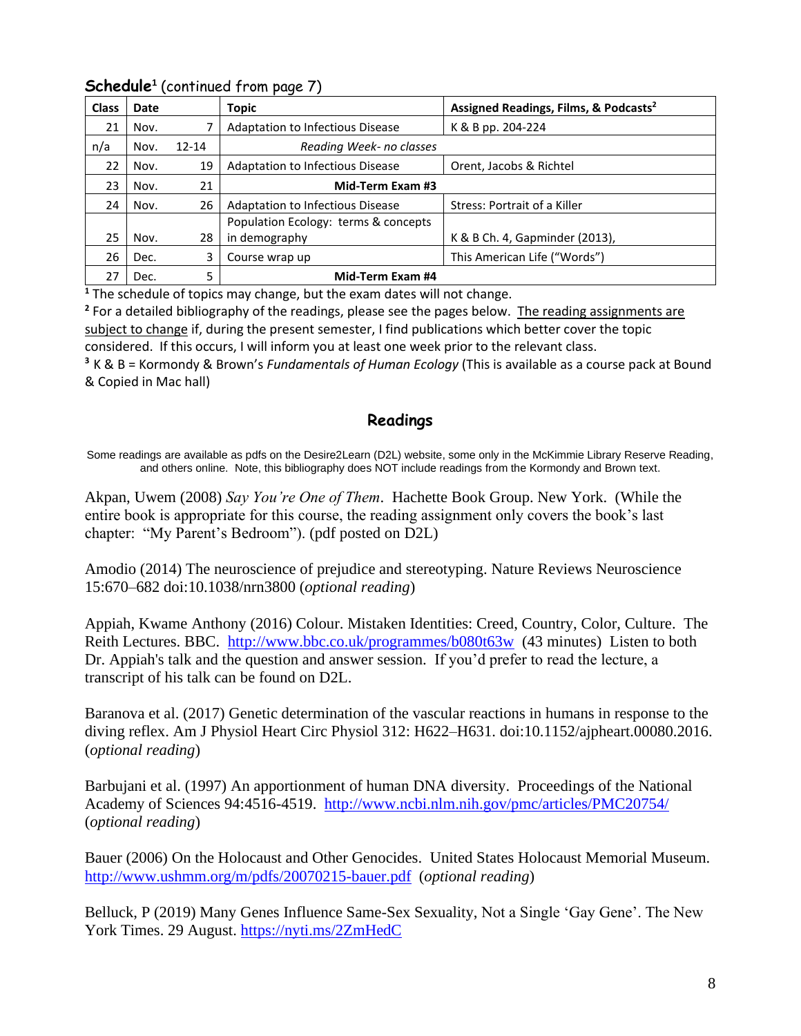**Schedule**[1] (continued from page 7)

| Class | Date | | Topic | Assigned Readings, Films, & Podcasts[2] |
|---|---|---|---|---|
| 21 | Nov. | 7 | Adaptation to Infectious Disease | K & B pp. 204-224 |
| n/a | Nov. | 12-14 | *Reading Week- no classes* | |
| 22 | Nov. | 19 | Adaptation to Infectious Disease | Orent, Jacobs & Richtel |
| 23 | Nov. | 21 | **Mid-Term Exam #3** | |
| 24 | Nov. | 26 | Adaptation to Infectious Disease | Stress: Portrait of a Killer |
| 25 | Nov. | 28 | Population Ecology: terms & concepts in demography | K & B Ch. 4, Gapminder (2013), |
| 26 | Dec. | 3 | Course wrap up | This American Life ("Words") |
| 27 | Dec. | 5 | **Mid-Term Exam #4** | |

[1] The schedule of topics may change, but the exam dates will not change.
[2] For a detailed bibliography of the readings, please see the pages below. The reading assignments are subject to change if, during the present semester, I find publications which better cover the topic considered. If this occurs, I will inform you at least one week prior to the relevant class.
[3] K & B = Kormondy & Brown's *Fundamentals of Human Ecology* (This is available as a course pack at Bound & Copied in Mac hall)

## Readings

Some readings are available as pdfs on the Desire2Learn (D2L) website, some only in the McKimmie Library Reserve Reading, and others online. Note, this bibliography does NOT include readings from the Kormondy and Brown text.

Akpan, Uwem (2008) *Say You're One of Them*. Hachette Book Group. New York. (While the entire book is appropriate for this course, the reading assignment only covers the book's last chapter: "My Parent's Bedroom"). (pdf posted on D2L)

Amodio (2014) The neuroscience of prejudice and stereotyping. Nature Reviews Neuroscience 15:670–682 doi:10.1038/nrn3800 (*optional reading*)

Appiah, Kwame Anthony (2016) Colour. Mistaken Identities: Creed, Country, Color, Culture. The Reith Lectures. BBC. http://www.bbc.co.uk/programmes/b080t63w (43 minutes) Listen to both Dr. Appiah's talk and the question and answer session. If you'd prefer to read the lecture, a transcript of his talk can be found on D2L.

Baranova et al. (2017) Genetic determination of the vascular reactions in humans in response to the diving reflex. Am J Physiol Heart Circ Physiol 312: H622–H631. doi:10.1152/ajpheart.00080.2016. (*optional reading*)

Barbujani et al. (1997) An apportionment of human DNA diversity. Proceedings of the National Academy of Sciences 94:4516-4519. http://www.ncbi.nlm.nih.gov/pmc/articles/PMC20754/ (*optional reading*)

Bauer (2006) On the Holocaust and Other Genocides. United States Holocaust Memorial Museum. http://www.ushmm.org/m/pdfs/20070215-bauer.pdf (*optional reading*)

Belluck, P (2019) Many Genes Influence Same-Sex Sexuality, Not a Single 'Gay Gene'. The New York Times. 29 August. https://nyti.ms/2ZmHedC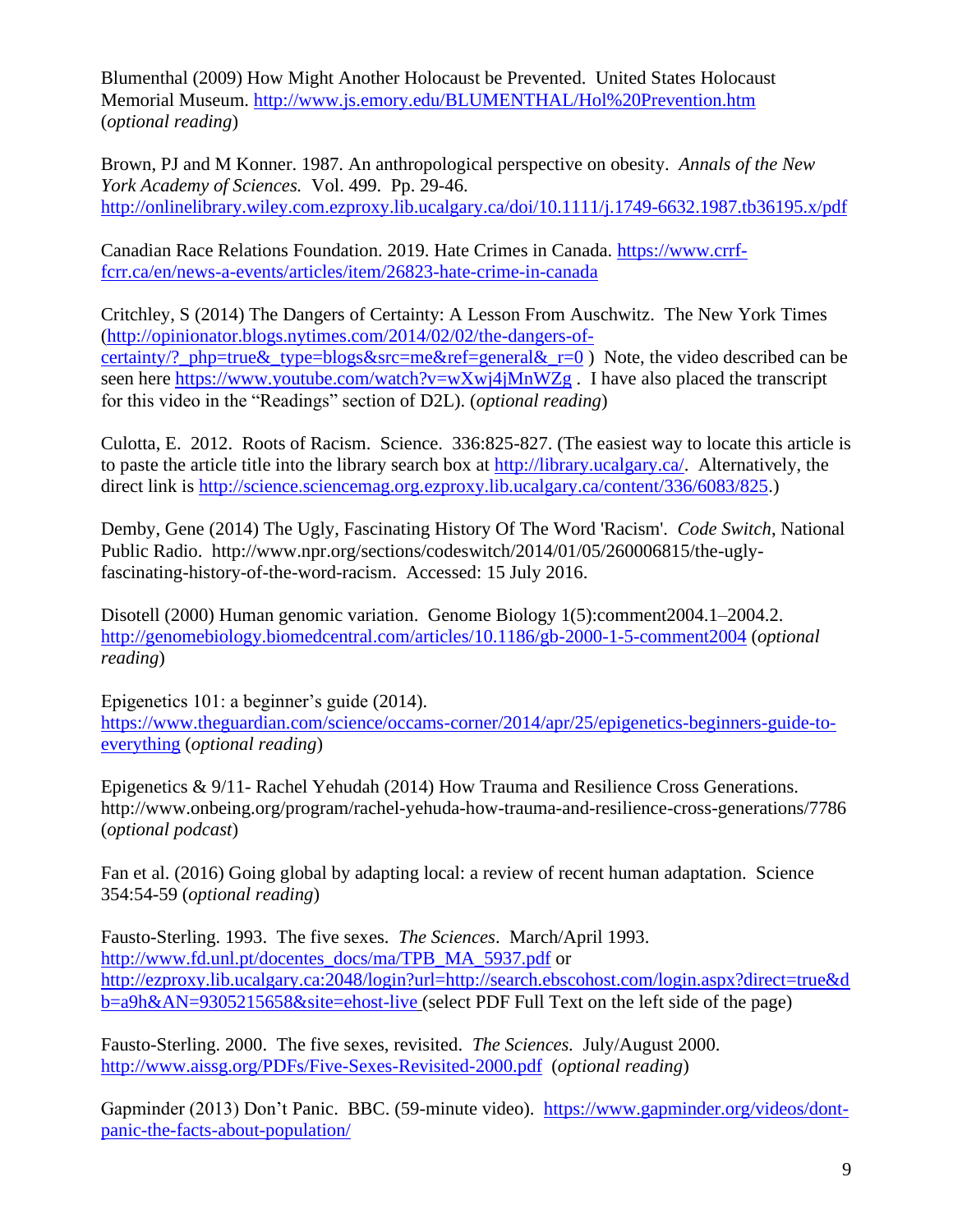Blumenthal (2009) How Might Another Holocaust be Prevented. United States Holocaust Memorial Museum. http://www.js.emory.edu/BLUMENTHAL/Hol%20Prevention.htm (*optional reading*)

Brown, PJ and M Konner. 1987. An anthropological perspective on obesity. *Annals of the New York Academy of Sciences.* Vol. 499. Pp. 29-46. http://onlinelibrary.wiley.com.ezproxy.lib.ucalgary.ca/doi/10.1111/j.1749-6632.1987.tb36195.x/pdf

Canadian Race Relations Foundation. 2019. Hate Crimes in Canada. https://www.crrf-fcrr.ca/en/news-a-events/articles/item/26823-hate-crime-in-canada

Critchley, S (2014) The Dangers of Certainty: A Lesson From Auschwitz. The New York Times (http://opinionator.blogs.nytimes.com/2014/02/02/the-dangers-of-certainty/?_php=true&_type=blogs&src=me&ref=general&_r=0 ) Note, the video described can be seen here https://www.youtube.com/watch?v=wXwj4jMnWZg . I have also placed the transcript for this video in the "Readings" section of D2L). (*optional reading*)

Culotta, E. 2012. Roots of Racism. Science. 336:825-827. (The easiest way to locate this article is to paste the article title into the library search box at http://library.ucalgary.ca/. Alternatively, the direct link is http://science.sciencemag.org.ezproxy.lib.ucalgary.ca/content/336/6083/825.)

Demby, Gene (2014) The Ugly, Fascinating History Of The Word 'Racism'. *Code Switch*, National Public Radio. http://www.npr.org/sections/codeswitch/2014/01/05/260006815/the-ugly-fascinating-history-of-the-word-racism. Accessed: 15 July 2016.

Disotell (2000) Human genomic variation. Genome Biology 1(5):comment2004.1–2004.2. http://genomebiology.biomedcentral.com/articles/10.1186/gb-2000-1-5-comment2004 (*optional reading*)

Epigenetics 101: a beginner's guide (2014). https://www.theguardian.com/science/occams-corner/2014/apr/25/epigenetics-beginners-guide-to-everything (*optional reading*)

Epigenetics & 9/11- Rachel Yehudah (2014) How Trauma and Resilience Cross Generations. http://www.onbeing.org/program/rachel-yehuda-how-trauma-and-resilience-cross-generations/7786 (*optional podcast*)

Fan et al. (2016) Going global by adapting local: a review of recent human adaptation. Science 354:54-59 (*optional reading*)

Fausto-Sterling. 1993. The five sexes. *The Sciences*. March/April 1993. http://www.fd.unl.pt/docentes_docs/ma/TPB_MA_5937.pdf or http://ezproxy.lib.ucalgary.ca:2048/login?url=http://search.ebscohost.com/login.aspx?direct=true&db=a9h&AN=9305215658&site=ehost-live (select PDF Full Text on the left side of the page)

Fausto-Sterling. 2000. The five sexes, revisited. *The Sciences.* July/August 2000. http://www.aissg.org/PDFs/Five-Sexes-Revisited-2000.pdf (*optional reading*)

Gapminder (2013) Don't Panic. BBC. (59-minute video). https://www.gapminder.org/videos/dont-panic-the-facts-about-population/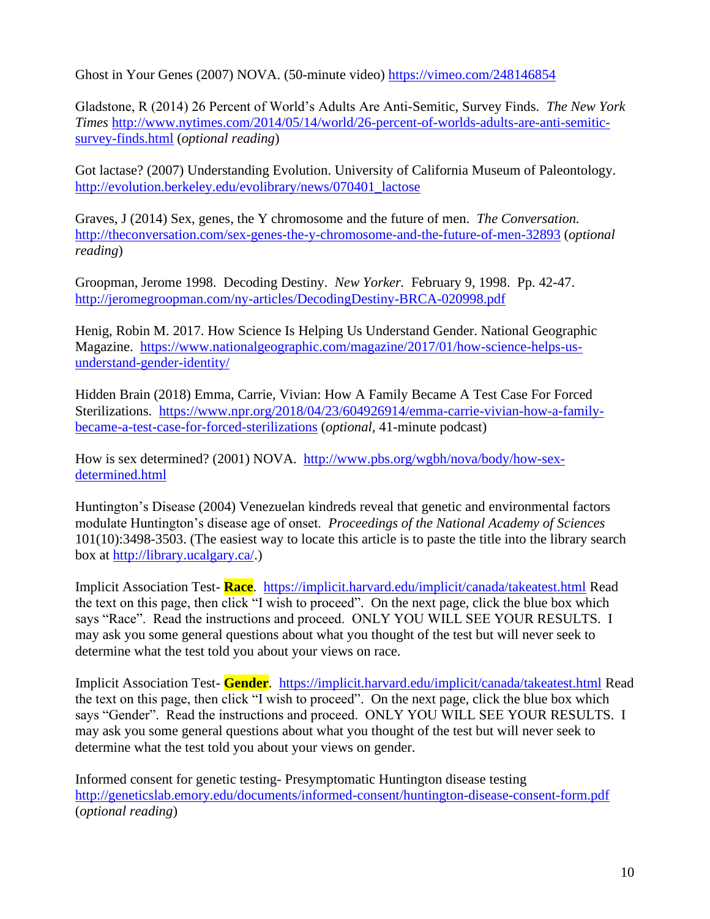Ghost in Your Genes (2007) NOVA. (50-minute video) https://vimeo.com/248146854

Gladstone, R (2014) 26 Percent of World's Adults Are Anti-Semitic, Survey Finds. *The New York Times* http://www.nytimes.com/2014/05/14/world/26-percent-of-worlds-adults-are-anti-semitic-survey-finds.html (*optional reading*)

Got lactase? (2007) Understanding Evolution. University of California Museum of Paleontology. http://evolution.berkeley.edu/evolibrary/news/070401_lactose

Graves, J (2014) Sex, genes, the Y chromosome and the future of men. *The Conversation.* http://theconversation.com/sex-genes-the-y-chromosome-and-the-future-of-men-32893 (*optional reading*)

Groopman, Jerome 1998. Decoding Destiny. *New Yorker.* February 9, 1998. Pp. 42-47. http://jeromegroopman.com/ny-articles/DecodingDestiny-BRCA-020998.pdf

Henig, Robin M. 2017. How Science Is Helping Us Understand Gender. National Geographic Magazine. https://www.nationalgeographic.com/magazine/2017/01/how-science-helps-us-understand-gender-identity/

Hidden Brain (2018) Emma, Carrie, Vivian: How A Family Became A Test Case For Forced Sterilizations. https://www.npr.org/2018/04/23/604926914/emma-carrie-vivian-how-a-family-became-a-test-case-for-forced-sterilizations (*optional*, 41-minute podcast)

How is sex determined? (2001) NOVA. http://www.pbs.org/wgbh/nova/body/how-sex-determined.html

Huntington's Disease (2004) Venezuelan kindreds reveal that genetic and environmental factors modulate Huntington's disease age of onset. *Proceedings of the National Academy of Sciences* 101(10):3498-3503. (The easiest way to locate this article is to paste the title into the library search box at http://library.ucalgary.ca/.)

Implicit Association Test- **Race**. https://implicit.harvard.edu/implicit/canada/takeatest.html Read the text on this page, then click "I wish to proceed". On the next page, click the blue box which says "Race". Read the instructions and proceed. ONLY YOU WILL SEE YOUR RESULTS. I may ask you some general questions about what you thought of the test but will never seek to determine what the test told you about your views on race.

Implicit Association Test- **Gender**. https://implicit.harvard.edu/implicit/canada/takeatest.html Read the text on this page, then click "I wish to proceed". On the next page, click the blue box which says "Gender". Read the instructions and proceed. ONLY YOU WILL SEE YOUR RESULTS. I may ask you some general questions about what you thought of the test but will never seek to determine what the test told you about your views on gender.

Informed consent for genetic testing- Presymptomatic Huntington disease testing http://geneticslab.emory.edu/documents/informed-consent/huntington-disease-consent-form.pdf (*optional reading*)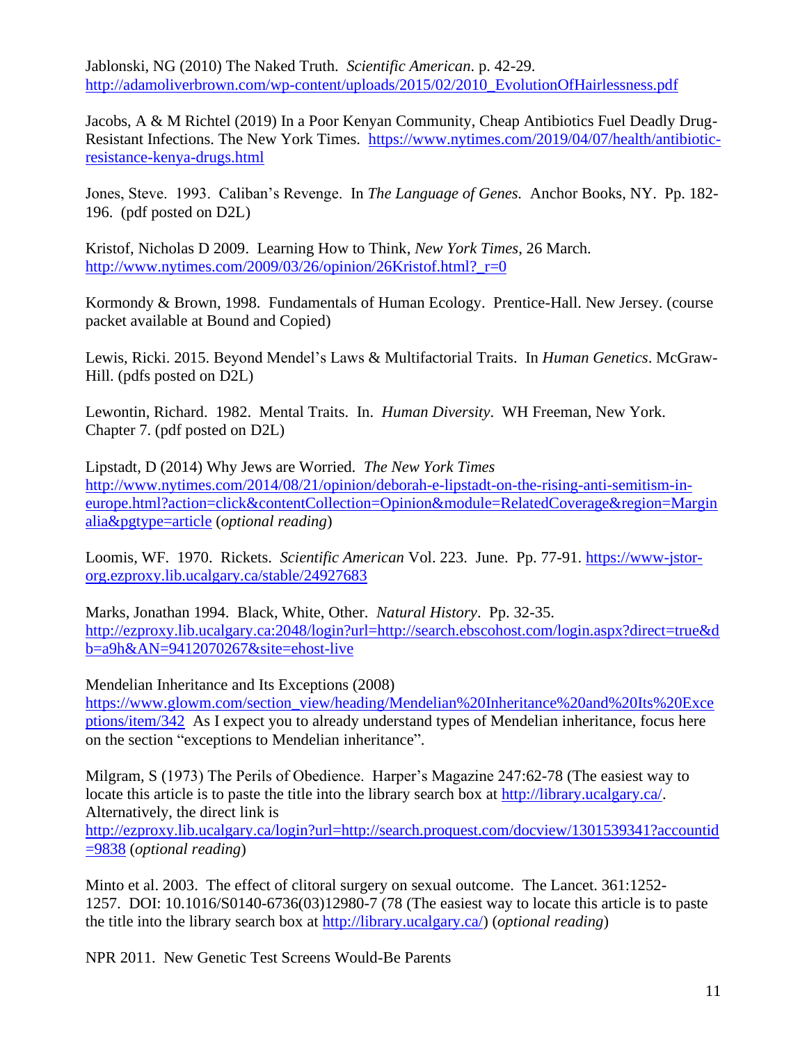Jablonski, NG (2010) The Naked Truth. *Scientific American*. p. 42-29. http://adamoliverbrown.com/wp-content/uploads/2015/02/2010_EvolutionOfHairlessness.pdf

Jacobs, A & M Richtel (2019) In a Poor Kenyan Community, Cheap Antibiotics Fuel Deadly Drug-Resistant Infections. The New York Times. https://www.nytimes.com/2019/04/07/health/antibiotic-resistance-kenya-drugs.html

Jones, Steve. 1993. Caliban's Revenge. In *The Language of Genes.* Anchor Books, NY. Pp. 182-196. (pdf posted on D2L)

Kristof, Nicholas D 2009. Learning How to Think, *New York Times*, 26 March. http://www.nytimes.com/2009/03/26/opinion/26Kristof.html?_r=0

Kormondy & Brown, 1998. Fundamentals of Human Ecology. Prentice-Hall. New Jersey. (course packet available at Bound and Copied)

Lewis, Ricki. 2015. Beyond Mendel's Laws & Multifactorial Traits. In *Human Genetics*. McGraw-Hill. (pdfs posted on D2L)

Lewontin, Richard. 1982. Mental Traits. In. *Human Diversity*. WH Freeman, New York. Chapter 7. (pdf posted on D2L)

Lipstadt, D (2014) Why Jews are Worried. *The New York Times* http://www.nytimes.com/2014/08/21/opinion/deborah-e-lipstadt-on-the-rising-anti-semitism-in-europe.html?action=click&contentCollection=Opinion&module=RelatedCoverage&region=Marginalia&pgtype=article (*optional reading*)

Loomis, WF. 1970. Rickets. *Scientific American* Vol. 223. June. Pp. 77-91. https://www-jstor-org.ezproxy.lib.ucalgary.ca/stable/24927683

Marks, Jonathan 1994. Black, White, Other. *Natural History*. Pp. 32-35. http://ezproxy.lib.ucalgary.ca:2048/login?url=http://search.ebscohost.com/login.aspx?direct=true&db=a9h&AN=9412070267&site=ehost-live

Mendelian Inheritance and Its Exceptions (2008) https://www.glowm.com/section_view/heading/Mendelian%20Inheritance%20and%20Its%20Exceptions/item/342 As I expect you to already understand types of Mendelian inheritance, focus here on the section "exceptions to Mendelian inheritance".

Milgram, S (1973) The Perils of Obedience. Harper's Magazine 247:62-78 (The easiest way to locate this article is to paste the title into the library search box at http://library.ucalgary.ca/. Alternatively, the direct link is http://ezproxy.lib.ucalgary.ca/login?url=http://search.proquest.com/docview/1301539341?accountid=9838 (*optional reading*)

Minto et al. 2003. The effect of clitoral surgery on sexual outcome. The Lancet. 361:1252-1257. DOI: 10.1016/S0140-6736(03)12980-7 (78 (The easiest way to locate this article is to paste the title into the library search box at http://library.ucalgary.ca/) (*optional reading*)

NPR 2011. New Genetic Test Screens Would-Be Parents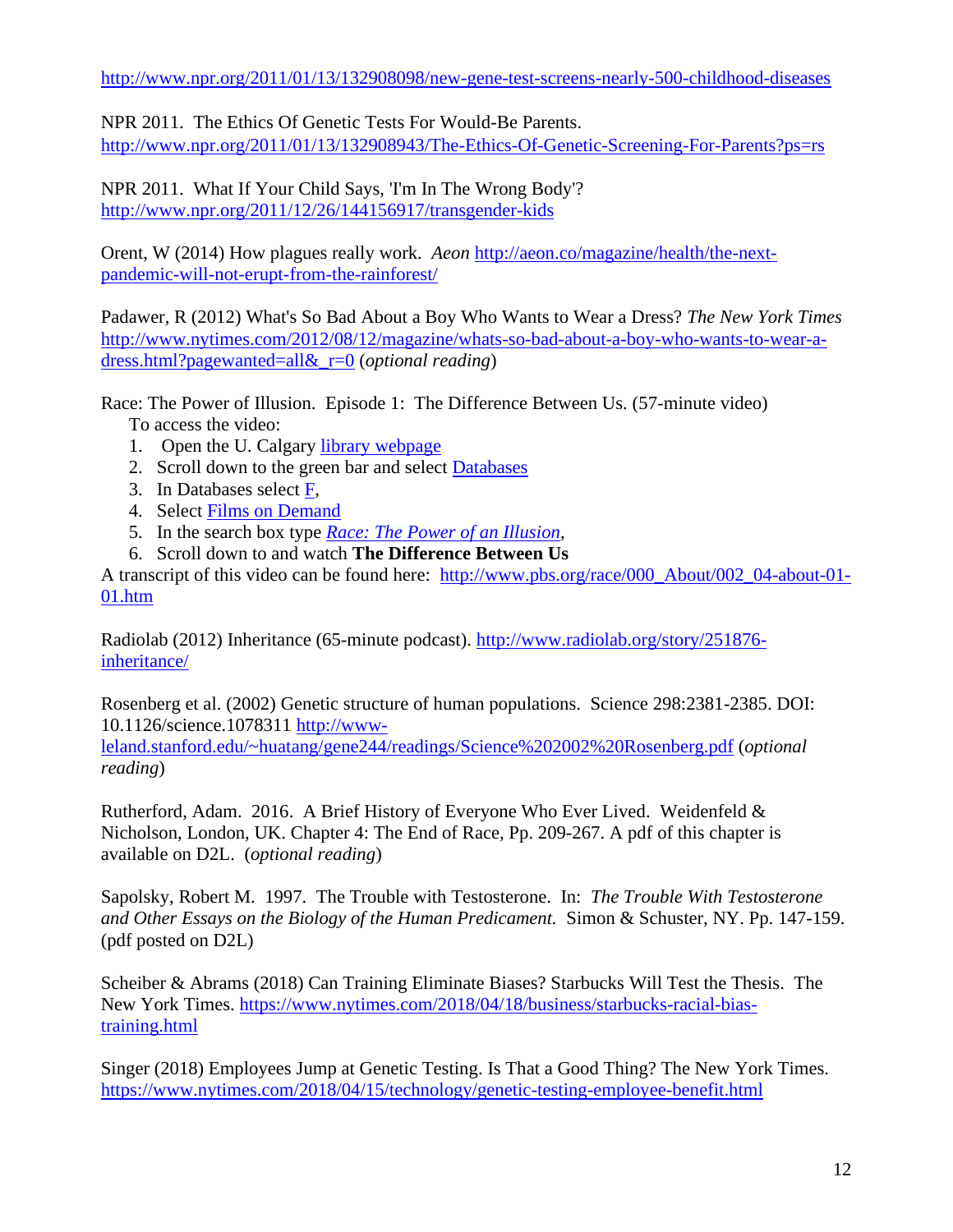http://www.npr.org/2011/01/13/132908098/new-gene-test-screens-nearly-500-childhood-diseases

NPR 2011. The Ethics Of Genetic Tests For Would-Be Parents. http://www.npr.org/2011/01/13/132908943/The-Ethics-Of-Genetic-Screening-For-Parents?ps=rs

NPR 2011. What If Your Child Says, 'I'm In The Wrong Body'? http://www.npr.org/2011/12/26/144156917/transgender-kids

Orent, W (2014) How plagues really work. *Aeon* http://aeon.co/magazine/health/the-next-pandemic-will-not-erupt-from-the-rainforest/

Padawer, R (2012) What's So Bad About a Boy Who Wants to Wear a Dress? *The New York Times* http://www.nytimes.com/2012/08/12/magazine/whats-so-bad-about-a-boy-who-wants-to-wear-a-dress.html?pagewanted=all&_r=0 (*optional reading*)

Race: The Power of Illusion. Episode 1: The Difference Between Us. (57-minute video)
To access the video:

1. Open the U. Calgary library webpage
2. Scroll down to the green bar and select Databases
3. In Databases select F,
4. Select Films on Demand
5. In the search box type *Race: The Power of an Illusion*,
6. Scroll down to and watch **The Difference Between Us**

A transcript of this video can be found here: http://www.pbs.org/race/000_About/002_04-about-01-01.htm

Radiolab (2012) Inheritance (65-minute podcast). http://www.radiolab.org/story/251876-inheritance/

Rosenberg et al. (2002) Genetic structure of human populations. Science 298:2381-2385. DOI: 10.1126/science.1078311 http://www-leland.stanford.edu/~huatang/gene244/readings/Science%202002%20Rosenberg.pdf (*optional reading*)

Rutherford, Adam. 2016. A Brief History of Everyone Who Ever Lived. Weidenfeld & Nicholson, London, UK. Chapter 4: The End of Race, Pp. 209-267. A pdf of this chapter is available on D2L. (*optional reading*)

Sapolsky, Robert M. 1997. The Trouble with Testosterone. In: *The Trouble With Testosterone and Other Essays on the Biology of the Human Predicament.* Simon & Schuster, NY. Pp. 147-159. (pdf posted on D2L)

Scheiber & Abrams (2018) Can Training Eliminate Biases? Starbucks Will Test the Thesis. The New York Times. https://www.nytimes.com/2018/04/18/business/starbucks-racial-bias-training.html

Singer (2018) Employees Jump at Genetic Testing. Is That a Good Thing? The New York Times. https://www.nytimes.com/2018/04/15/technology/genetic-testing-employee-benefit.html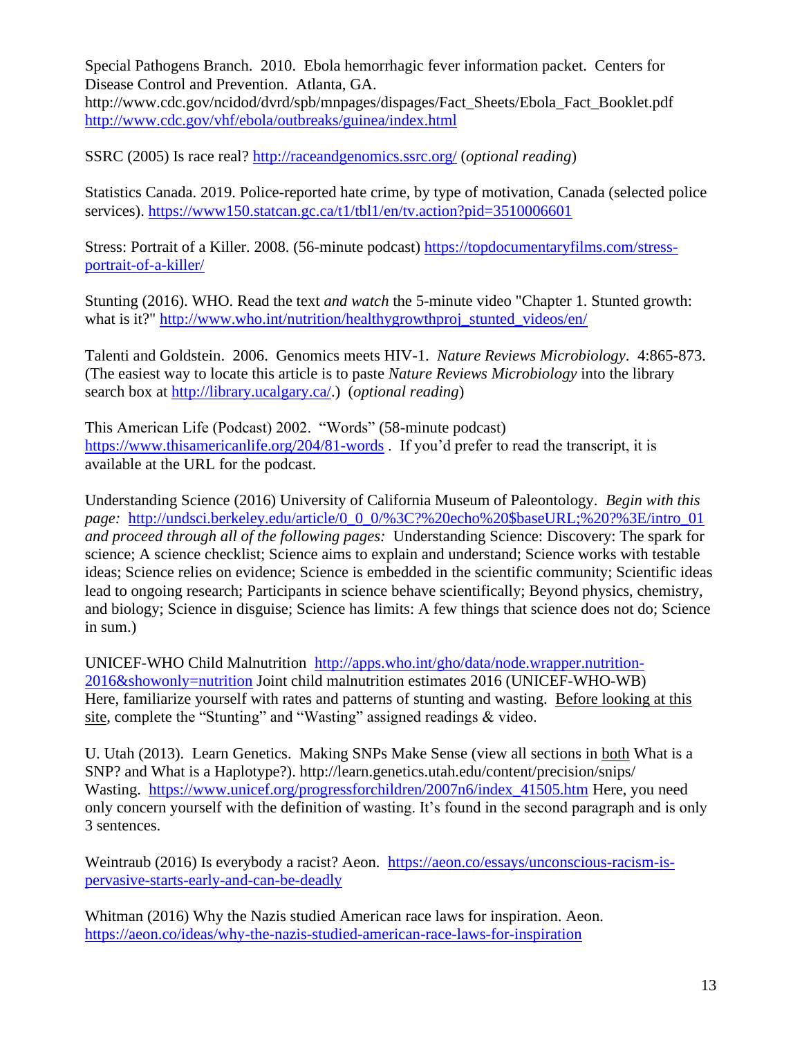Special Pathogens Branch. 2010. Ebola hemorrhagic fever information packet. Centers for Disease Control and Prevention. Atlanta, GA.
http://www.cdc.gov/ncidod/dvrd/spb/mnpages/dispages/Fact_Sheets/Ebola_Fact_Booklet.pdf
http://www.cdc.gov/vhf/ebola/outbreaks/guinea/index.html

SSRC (2005) Is race real? http://raceandgenomics.ssrc.org/ (*optional reading*)

Statistics Canada. 2019. Police-reported hate crime, by type of motivation, Canada (selected police services). https://www150.statcan.gc.ca/t1/tbl1/en/tv.action?pid=3510006601

Stress: Portrait of a Killer. 2008. (56-minute podcast) https://topdocumentaryfilms.com/stress-portrait-of-a-killer/

Stunting (2016). WHO. Read the text *and watch* the 5-minute video "Chapter 1. Stunted growth: what is it?" http://www.who.int/nutrition/healthygrowthproj_stunted_videos/en/

Talenti and Goldstein. 2006. Genomics meets HIV-1. *Nature Reviews Microbiology*. 4:865-873. (The easiest way to locate this article is to paste *Nature Reviews Microbiology* into the library search box at http://library.ucalgary.ca/.) (*optional reading*)

This American Life (Podcast) 2002. "Words" (58-minute podcast) https://www.thisamericanlife.org/204/81-words . If you'd prefer to read the transcript, it is available at the URL for the podcast.

Understanding Science (2016) University of California Museum of Paleontology. *Begin with this page:* http://undsci.berkeley.edu/article/0_0_0/%3C?%20echo%20$baseURL;%20?%3E/intro_01 *and proceed through all of the following pages:* Understanding Science: Discovery: The spark for science; A science checklist; Science aims to explain and understand; Science works with testable ideas; Science relies on evidence; Science is embedded in the scientific community; Scientific ideas lead to ongoing research; Participants in science behave scientifically; Beyond physics, chemistry, and biology; Science in disguise; Science has limits: A few things that science does not do; Science in sum.)

UNICEF-WHO Child Malnutrition http://apps.who.int/gho/data/node.wrapper.nutrition-2016&showonly=nutrition Joint child malnutrition estimates 2016 (UNICEF-WHO-WB) Here, familiarize yourself with rates and patterns of stunting and wasting. Before looking at this site, complete the "Stunting" and "Wasting" assigned readings & video.

U. Utah (2013). Learn Genetics. Making SNPs Make Sense (view all sections in both What is a SNP? and What is a Haplotype?). http://learn.genetics.utah.edu/content/precision/snips/
Wasting. https://www.unicef.org/progressforchildren/2007n6/index_41505.htm Here, you need only concern yourself with the definition of wasting. It's found in the second paragraph and is only 3 sentences.

Weintraub (2016) Is everybody a racist? Aeon. https://aeon.co/essays/unconscious-racism-is-pervasive-starts-early-and-can-be-deadly

Whitman (2016) Why the Nazis studied American race laws for inspiration. Aeon. https://aeon.co/ideas/why-the-nazis-studied-american-race-laws-for-inspiration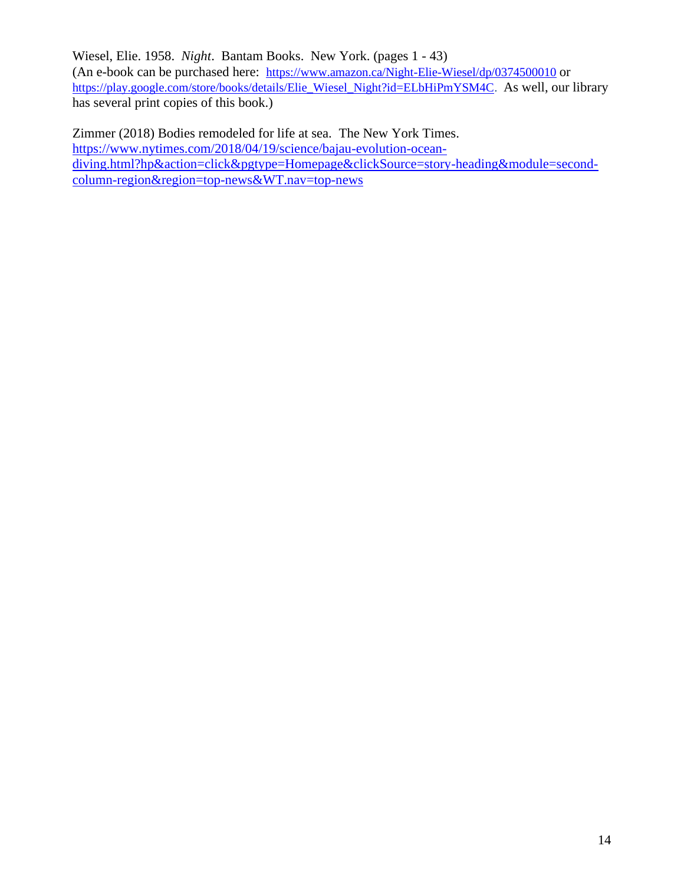Wiesel, Elie. 1958. *Night*. Bantam Books. New York. (pages 1 - 43)
(An e-book can be purchased here: https://www.amazon.ca/Night-Elie-Wiesel/dp/0374500010 or https://play.google.com/store/books/details/Elie_Wiesel_Night?id=ELbHiPmYSM4C. As well, our library has several print copies of this book.)

Zimmer (2018) Bodies remodeled for life at sea. The New York Times.
https://www.nytimes.com/2018/04/19/science/bajau-evolution-ocean-diving.html?hp&action=click&pgtype=Homepage&clickSource=story-heading&module=second-column-region&region=top-news&WT.nav=top-news